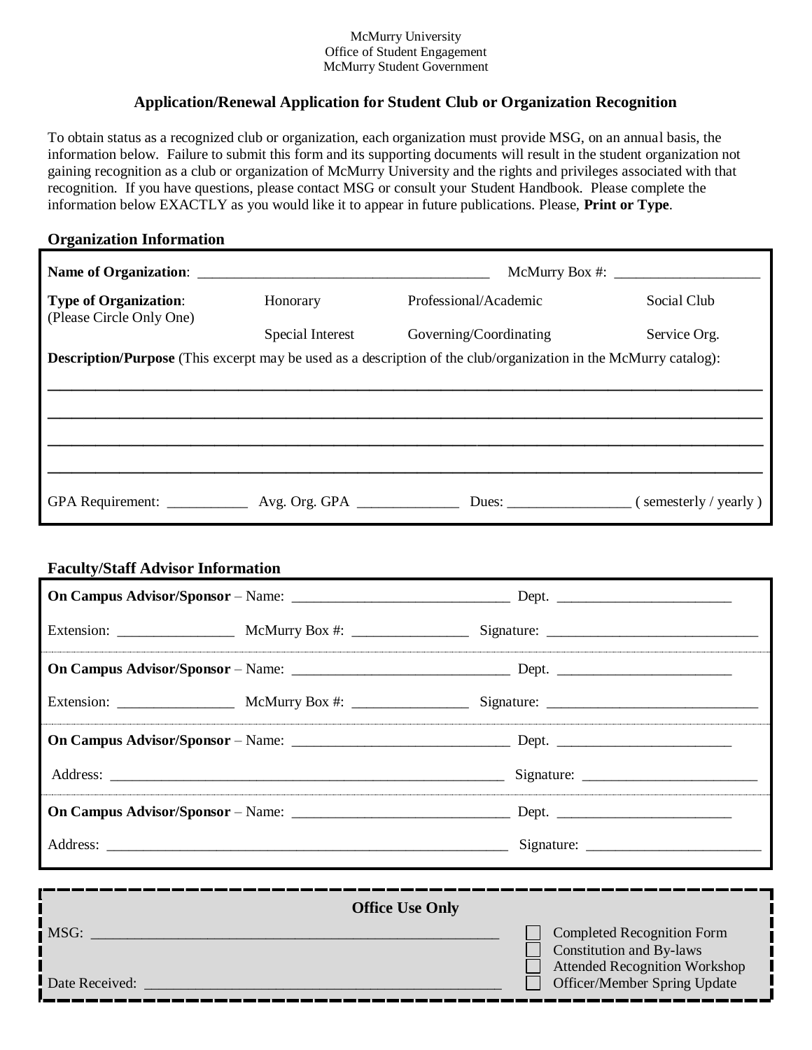McMurry University
Office of Student Engagement
McMurry Student Government

## Application/Renewal Application for Student Club or Organization Recognition

To obtain status as a recognized club or organization, each organization must provide MSG, on an annual basis, the information below. Failure to submit this form and its supporting documents will result in the student organization not gaining recognition as a club or organization of McMurry University and the rights and privileges associated with that recognition. If you have questions, please contact MSG or consult your Student Handbook. Please complete the information below EXACTLY as you would like it to appear in future publications. Please, **Print or Type**.

### Organization Information

**Name of Organization**: ________________________________________ McMurry Box #: ____________________

**Type of Organization**: (Please Circle Only One)

| Honorary | Professional/Academic | Social Club |
|---|---|---|
| Special Interest | Governing/Coordinating | Service Org. |

**Description/Purpose** (This excerpt may be used as a description of the club/organization in the McMurry catalog):

________________________________________________________________________________

________________________________________________________________________________

________________________________________________________________________________

________________________________________________________________________________

GPA Requirement: ___________ Avg. Org. GPA ______________ Dues: ________________ ( semesterly / yearly )

### Faculty/Staff Advisor Information

**On Campus Advisor/Sponsor** – Name: ______________________________ Dept. ________________________

Extension: ________________ McMurry Box #: ________________ Signature: _____________________________

**On Campus Advisor/Sponsor** – Name: ______________________________ Dept. ________________________

Extension: ________________ McMurry Box #: ________________ Signature: _____________________________

**On Campus Advisor/Sponsor** – Name: ______________________________ Dept. ________________________

Address: ________________________________________________________ Signature: ________________________

**On Campus Advisor/Sponsor** – Name: ______________________________ Dept. ________________________

Address: ________________________________________________________ Signature: ________________________

**Office Use Only**

MSG: ________________________________________________________

Date Received: ________________________________________________

- ☐ Completed Recognition Form
- ☐ Constitution and By-laws
- ☐ Attended Recognition Workshop
- ☐ Officer/Member Spring Update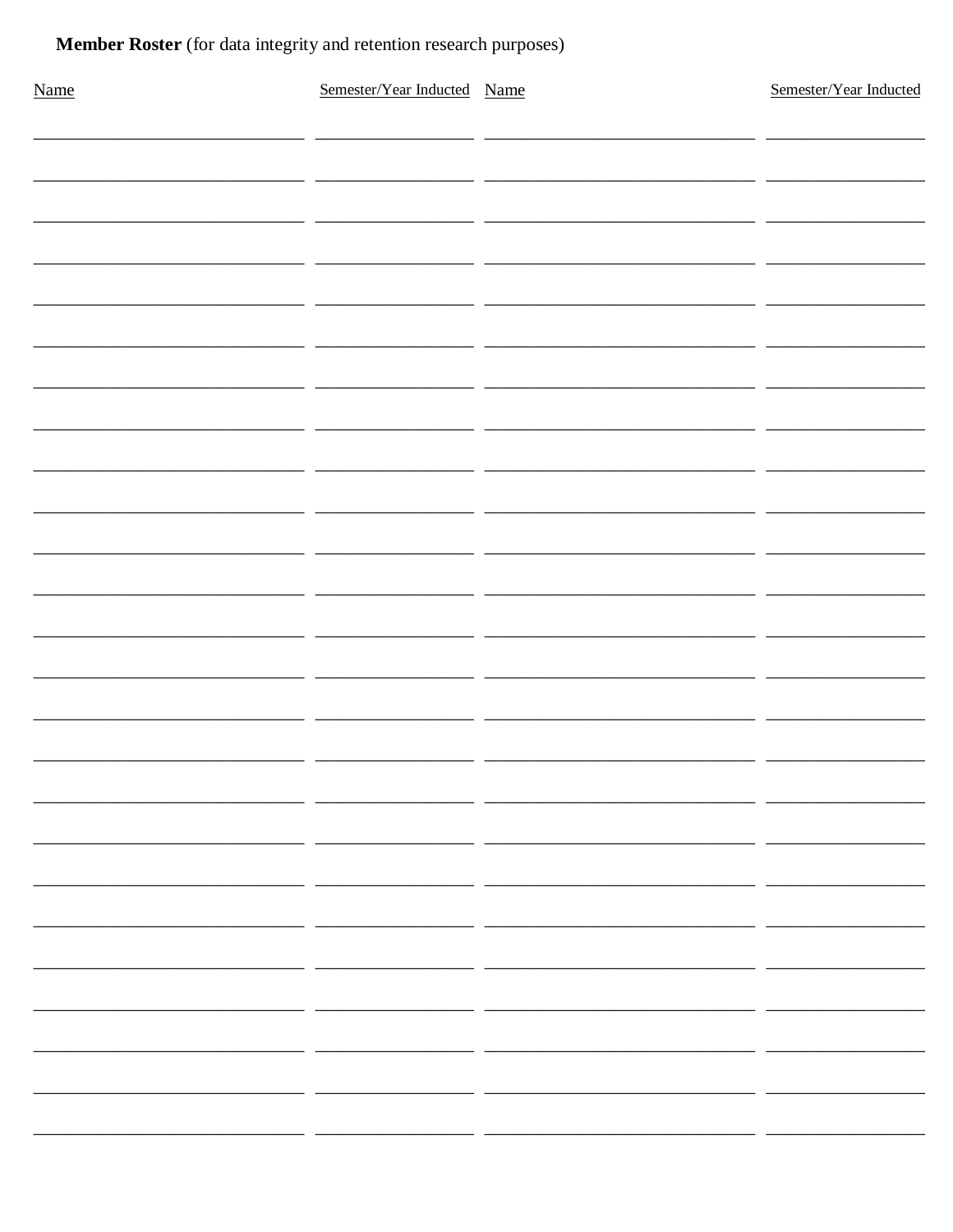**Member Roster** (for data integrity and retention research purposes)

| Name | Semester/Year Inducted | Name | Semester/Year Inducted |
|---|---|---|---|
| | | | |
| | | | |
| | | | |
| | | | |
| | | | |
| | | | |
| | | | |
| | | | |
| | | | |
| | | | |
| | | | |
| | | | |
| | | | |
| | | | |
| | | | |
| | | | |
| | | | |
| | | | |
| | | | |
| | | | |
| | | | |
| | | | |
| | | | |
| | | | |
| | | | |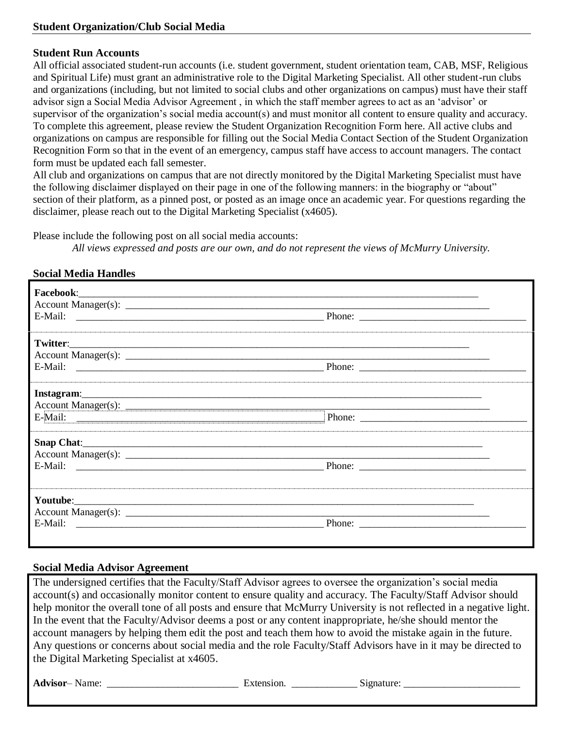## Student Organization/Club Social Media

### Student Run Accounts

All official associated student-run accounts (i.e. student government, student orientation team, CAB, MSF, Religious and Spiritual Life) must grant an administrative role to the Digital Marketing Specialist. All other student-run clubs and organizations (including, but not limited to social clubs and other organizations on campus) must have their staff advisor sign a Social Media Advisor Agreement , in which the staff member agrees to act as an 'advisor' or supervisor of the organization's social media account(s) and must monitor all content to ensure quality and accuracy. To complete this agreement, please review the Student Organization Recognition Form here. All active clubs and organizations on campus are responsible for filling out the Social Media Contact Section of the Student Organization Recognition Form so that in the event of an emergency, campus staff have access to account managers. The contact form must be updated each fall semester.

All club and organizations on campus that are not directly monitored by the Digital Marketing Specialist must have the following disclaimer displayed on their page in one of the following manners: in the biography or "about" section of their platform, as a pinned post, or posted as an image once an academic year. For questions regarding the disclaimer, please reach out to the Digital Marketing Specialist (x4605).

Please include the following post on all social media accounts:

> *All views expressed and posts are our own, and do not represent the views of McMurry University.*

### Social Media Handles

**Facebook**:______________________________
Account Manager(s): ______________________________
E-Mail: ______________________________ Phone: ______________________________

**Twitter**:______________________________
Account Manager(s): ______________________________
E-Mail: ______________________________ Phone: ______________________________

**Instagram**:______________________________
Account Manager(s): ______________________________
E-Mail: ______________________________ Phone: ______________________________

**Snap Chat**:______________________________
Account Manager(s): ______________________________
E-Mail: ______________________________ Phone: ______________________________

**Youtube**:______________________________
Account Manager(s): ______________________________
E-Mail: ______________________________ Phone: ______________________________

### Social Media Advisor Agreement

The undersigned certifies that the Faculty/Staff Advisor agrees to oversee the organization's social media account(s) and occasionally monitor content to ensure quality and accuracy. The Faculty/Staff Advisor should help monitor the overall tone of all posts and ensure that McMurry University is not reflected in a negative light. In the event that the Faculty/Advisor deems a post or any content inappropriate, he/she should mentor the account managers by helping them edit the post and teach them how to avoid the mistake again in the future. Any questions or concerns about social media and the role Faculty/Staff Advisors have in it may be directed to the Digital Marketing Specialist at x4605.

**Advisor**– Name: ______________________ Extension. ____________ Signature: ______________________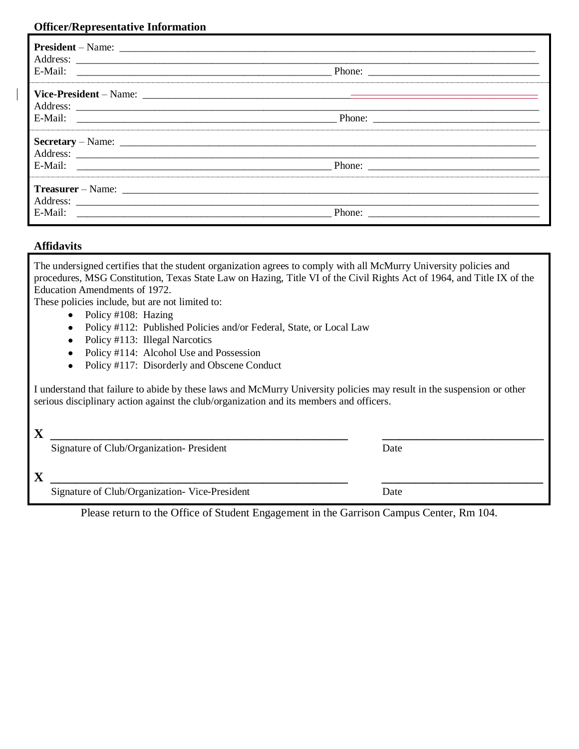**Officer/Representative Information**

**President** – Name: \_\_\_\_\_\_\_\_\_\_\_\_\_\_\_\_\_\_\_\_\_\_\_\_\_\_\_\_\_\_\_\_\_\_\_\_\_\_\_\_\_\_\_\_\_\_\_\_

Address: \_\_\_\_\_\_\_\_\_\_\_\_\_\_\_\_\_\_\_\_\_\_\_\_\_\_\_\_\_\_\_\_\_\_\_\_\_\_\_\_\_\_\_\_\_\_\_\_

E-Mail: \_\_\_\_\_\_\_\_\_\_\_\_\_\_\_\_\_\_\_\_\_\_\_\_\_\_\_\_ Phone: \_\_\_\_\_\_\_\_\_\_\_\_\_\_\_\_\_\_\_\_

**Vice-President** – Name: \_\_\_\_\_\_\_\_\_\_\_\_\_\_\_\_\_\_\_\_\_\_\_\_\_\_\_\_\_\_\_\_\_\_\_\_\_\_\_\_\_\_\_\_\_\_\_\_

Address: \_\_\_\_\_\_\_\_\_\_\_\_\_\_\_\_\_\_\_\_\_\_\_\_\_\_\_\_\_\_\_\_\_\_\_\_\_\_\_\_\_\_\_\_\_\_\_\_

E-Mail: \_\_\_\_\_\_\_\_\_\_\_\_\_\_\_\_\_\_\_\_\_\_\_\_\_\_\_\_ Phone: \_\_\_\_\_\_\_\_\_\_\_\_\_\_\_\_\_\_\_\_

**Secretary** – Name: \_\_\_\_\_\_\_\_\_\_\_\_\_\_\_\_\_\_\_\_\_\_\_\_\_\_\_\_\_\_\_\_\_\_\_\_\_\_\_\_\_\_\_\_\_\_\_\_

Address: \_\_\_\_\_\_\_\_\_\_\_\_\_\_\_\_\_\_\_\_\_\_\_\_\_\_\_\_\_\_\_\_\_\_\_\_\_\_\_\_\_\_\_\_\_\_\_\_

E-Mail: \_\_\_\_\_\_\_\_\_\_\_\_\_\_\_\_\_\_\_\_\_\_\_\_\_\_\_\_ Phone: \_\_\_\_\_\_\_\_\_\_\_\_\_\_\_\_\_\_\_\_

**Treasurer** – Name: \_\_\_\_\_\_\_\_\_\_\_\_\_\_\_\_\_\_\_\_\_\_\_\_\_\_\_\_\_\_\_\_\_\_\_\_\_\_\_\_\_\_\_\_\_\_\_\_

Address: \_\_\_\_\_\_\_\_\_\_\_\_\_\_\_\_\_\_\_\_\_\_\_\_\_\_\_\_\_\_\_\_\_\_\_\_\_\_\_\_\_\_\_\_\_\_\_\_

E-Mail: \_\_\_\_\_\_\_\_\_\_\_\_\_\_\_\_\_\_\_\_\_\_\_\_\_\_\_\_ Phone: \_\_\_\_\_\_\_\_\_\_\_\_\_\_\_\_\_\_\_\_

**Affidavits**

The undersigned certifies that the student organization agrees to comply with all McMurry University policies and procedures, MSG Constitution, Texas State Law on Hazing, Title VI of the Civil Rights Act of 1964, and Title IX of the Education Amendments of 1972.

These policies include, but are not limited to:

- Policy #108: Hazing
- Policy #112: Published Policies and/or Federal, State, or Local Law
- Policy #113: Illegal Narcotics
- Policy #114: Alcohol Use and Possession
- Policy #117: Disorderly and Obscene Conduct

I understand that failure to abide by these laws and McMurry University policies may result in the suspension or other serious disciplinary action against the club/organization and its members and officers.

**X** \_\_\_\_\_\_\_\_\_\_\_\_\_\_\_\_\_\_\_\_\_\_\_\_\_\_\_\_\_\_\_\_\_\_\_\_ \_\_\_\_\_\_\_\_\_\_\_\_\_\_\_\_\_\_\_\_

Signature of Club/Organization- President Date

**X** \_\_\_\_\_\_\_\_\_\_\_\_\_\_\_\_\_\_\_\_\_\_\_\_\_\_\_\_\_\_\_\_\_\_\_\_ \_\_\_\_\_\_\_\_\_\_\_\_\_\_\_\_\_\_\_\_

Signature of Club/Organization- Vice-President Date

Please return to the Office of Student Engagement in the Garrison Campus Center, Rm 104.